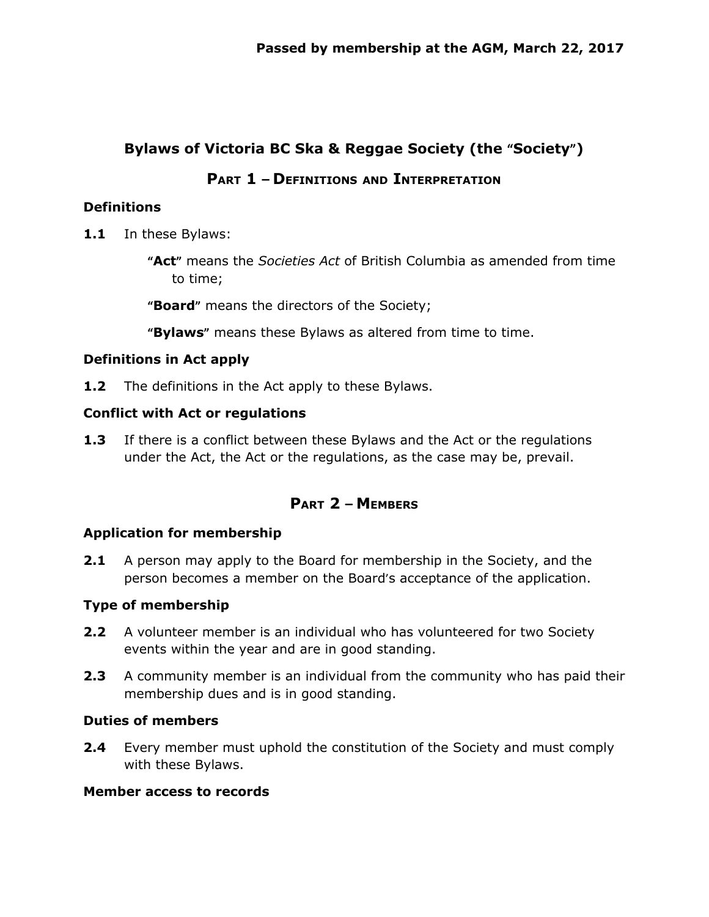**Passed by membership at the AGM, March 22, 2017**

# Bylaws of Victoria BC Ska & Reggae Society (the "Society")

## Part 1 – Definitions and Interpretation

### Definitions

**1.1** In these Bylaws:

"**Act**" means the *Societies Act* of British Columbia as amended from time to time;

"**Board**" means the directors of the Society;

"**Bylaws**" means these Bylaws as altered from time to time.

### Definitions in Act apply

**1.2** The definitions in the Act apply to these Bylaws.

### Conflict with Act or regulations

**1.3** If there is a conflict between these Bylaws and the Act or the regulations under the Act, the Act or the regulations, as the case may be, prevail.

## Part 2 – Members

### Application for membership

**2.1** A person may apply to the Board for membership in the Society, and the person becomes a member on the Board's acceptance of the application.

### Type of membership

**2.2** A volunteer member is an individual who has volunteered for two Society events within the year and are in good standing.

**2.3** A community member is an individual from the community who has paid their membership dues and is in good standing.

### Duties of members

**2.4** Every member must uphold the constitution of the Society and must comply with these Bylaws.

### Member access to records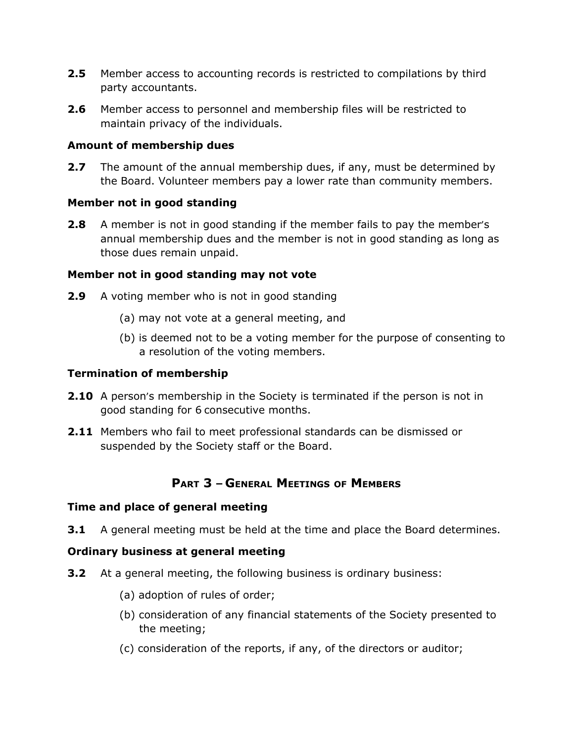**2.5** Member access to accounting records is restricted to compilations by third party accountants.

**2.6** Member access to personnel and membership files will be restricted to maintain privacy of the individuals.

### Amount of membership dues

**2.7** The amount of the annual membership dues, if any, must be determined by the Board. Volunteer members pay a lower rate than community members.

### Member not in good standing

**2.8** A member is not in good standing if the member fails to pay the member's annual membership dues and the member is not in good standing as long as those dues remain unpaid.

### Member not in good standing may not vote

**2.9** A voting member who is not in good standing

- (a) may not vote at a general meeting, and
- (b) is deemed not to be a voting member for the purpose of consenting to a resolution of the voting members.

### Termination of membership

**2.10** A person's membership in the Society is terminated if the person is not in good standing for 6 consecutive months.

**2.11** Members who fail to meet professional standards can be dismissed or suspended by the Society staff or the Board.

## Part 3 – General Meetings of Members

### Time and place of general meeting

**3.1** A general meeting must be held at the time and place the Board determines.

### Ordinary business at general meeting

**3.2** At a general meeting, the following business is ordinary business:

- (a) adoption of rules of order;
- (b) consideration of any financial statements of the Society presented to the meeting;
- (c) consideration of the reports, if any, of the directors or auditor;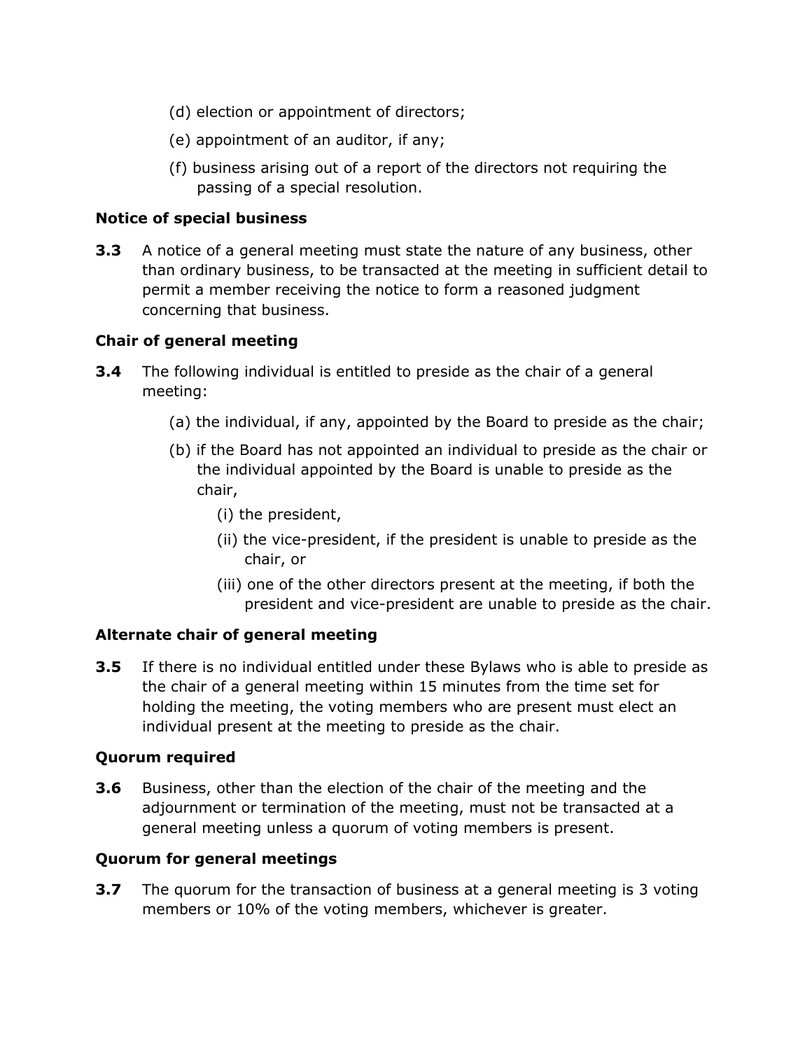(d) election or appointment of directors;

(e) appointment of an auditor, if any;

(f) business arising out of a report of the directors not requiring the passing of a special resolution.

**Notice of special business**

**3.3** A notice of a general meeting must state the nature of any business, other than ordinary business, to be transacted at the meeting in sufficient detail to permit a member receiving the notice to form a reasoned judgment concerning that business.

**Chair of general meeting**

**3.4** The following individual is entitled to preside as the chair of a general meeting:

(a) the individual, if any, appointed by the Board to preside as the chair;

(b) if the Board has not appointed an individual to preside as the chair or the individual appointed by the Board is unable to preside as the chair,

(i) the president,

(ii) the vice-president, if the president is unable to preside as the chair, or

(iii) one of the other directors present at the meeting, if both the president and vice-president are unable to preside as the chair.

**Alternate chair of general meeting**

**3.5** If there is no individual entitled under these Bylaws who is able to preside as the chair of a general meeting within 15 minutes from the time set for holding the meeting, the voting members who are present must elect an individual present at the meeting to preside as the chair.

**Quorum required**

**3.6** Business, other than the election of the chair of the meeting and the adjournment or termination of the meeting, must not be transacted at a general meeting unless a quorum of voting members is present.

**Quorum for general meetings**

**3.7** The quorum for the transaction of business at a general meeting is 3 voting members or 10% of the voting members, whichever is greater.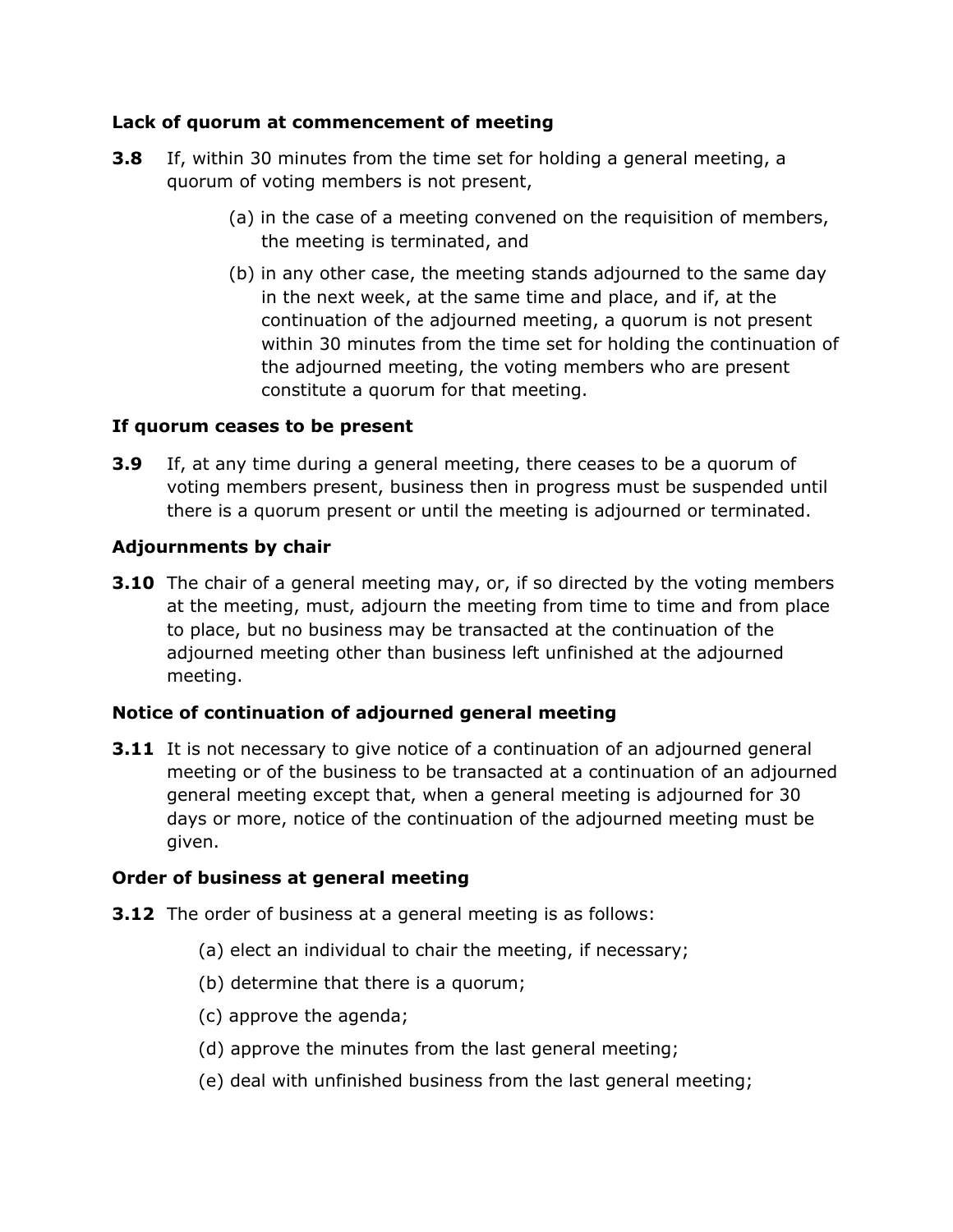**Lack of quorum at commencement of meeting**

**3.8** If, within 30 minutes from the time set for holding a general meeting, a quorum of voting members is not present,

- (a) in the case of a meeting convened on the requisition of members, the meeting is terminated, and
- (b) in any other case, the meeting stands adjourned to the same day in the next week, at the same time and place, and if, at the continuation of the adjourned meeting, a quorum is not present within 30 minutes from the time set for holding the continuation of the adjourned meeting, the voting members who are present constitute a quorum for that meeting.

**If quorum ceases to be present**

**3.9** If, at any time during a general meeting, there ceases to be a quorum of voting members present, business then in progress must be suspended until there is a quorum present or until the meeting is adjourned or terminated.

**Adjournments by chair**

**3.10** The chair of a general meeting may, or, if so directed by the voting members at the meeting, must, adjourn the meeting from time to time and from place to place, but no business may be transacted at the continuation of the adjourned meeting other than business left unfinished at the adjourned meeting.

**Notice of continuation of adjourned general meeting**

**3.11** It is not necessary to give notice of a continuation of an adjourned general meeting or of the business to be transacted at a continuation of an adjourned general meeting except that, when a general meeting is adjourned for 30 days or more, notice of the continuation of the adjourned meeting must be given.

**Order of business at general meeting**

**3.12** The order of business at a general meeting is as follows:

- (a) elect an individual to chair the meeting, if necessary;
- (b) determine that there is a quorum;
- (c) approve the agenda;
- (d) approve the minutes from the last general meeting;
- (e) deal with unfinished business from the last general meeting;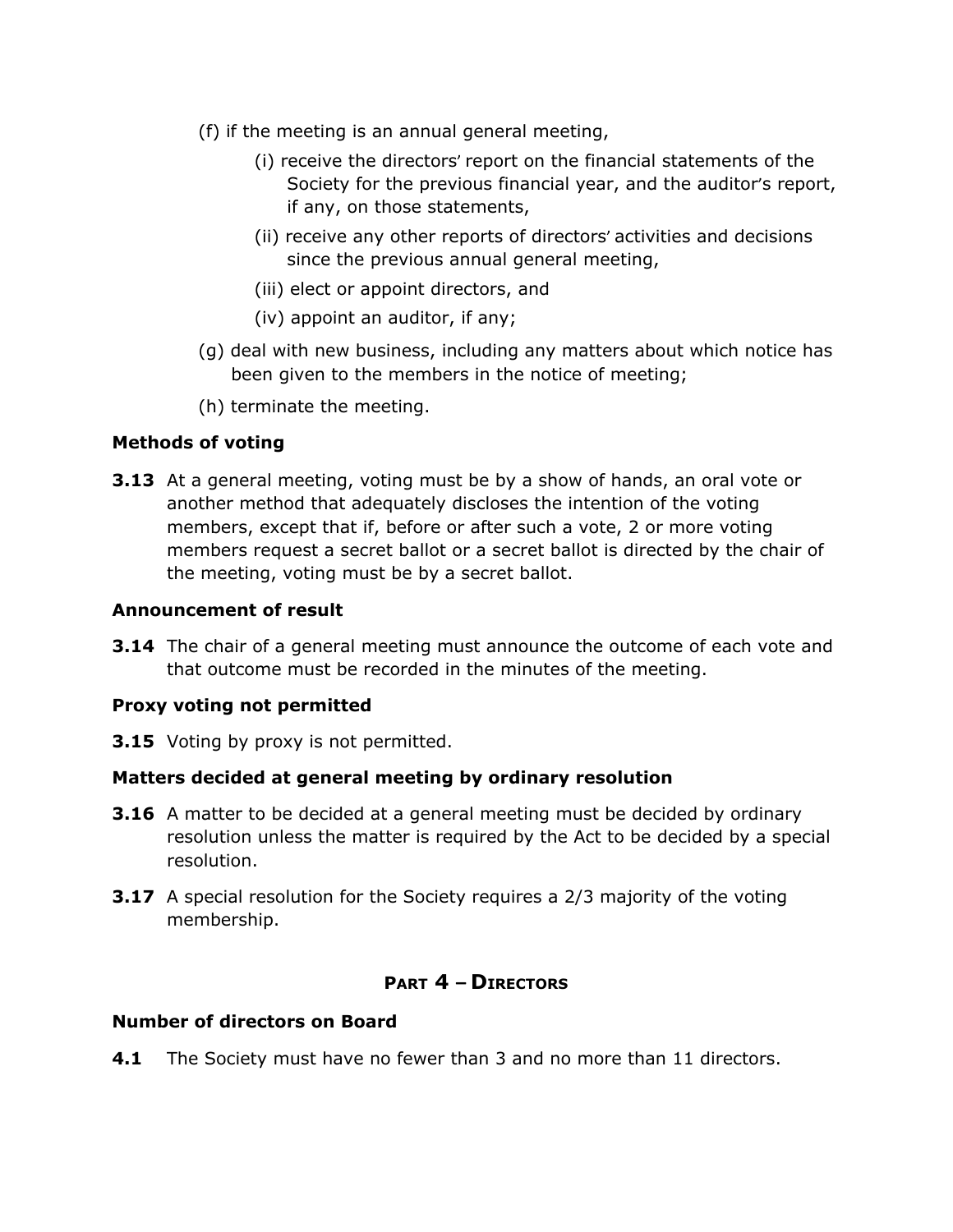(f) if the meeting is an annual general meeting,

(i) receive the directors' report on the financial statements of the Society for the previous financial year, and the auditor's report, if any, on those statements,

(ii) receive any other reports of directors' activities and decisions since the previous annual general meeting,

(iii) elect or appoint directors, and

(iv) appoint an auditor, if any;

(g) deal with new business, including any matters about which notice has been given to the members in the notice of meeting;

(h) terminate the meeting.

**Methods of voting**

**3.13** At a general meeting, voting must be by a show of hands, an oral vote or another method that adequately discloses the intention of the voting members, except that if, before or after such a vote, 2 or more voting members request a secret ballot or a secret ballot is directed by the chair of the meeting, voting must be by a secret ballot.

**Announcement of result**

**3.14** The chair of a general meeting must announce the outcome of each vote and that outcome must be recorded in the minutes of the meeting.

**Proxy voting not permitted**

**3.15** Voting by proxy is not permitted.

**Matters decided at general meeting by ordinary resolution**

**3.16** A matter to be decided at a general meeting must be decided by ordinary resolution unless the matter is required by the Act to be decided by a special resolution.

**3.17** A special resolution for the Society requires a 2/3 majority of the voting membership.

## PART 4 – DIRECTORS

**Number of directors on Board**

**4.1** The Society must have no fewer than 3 and no more than 11 directors.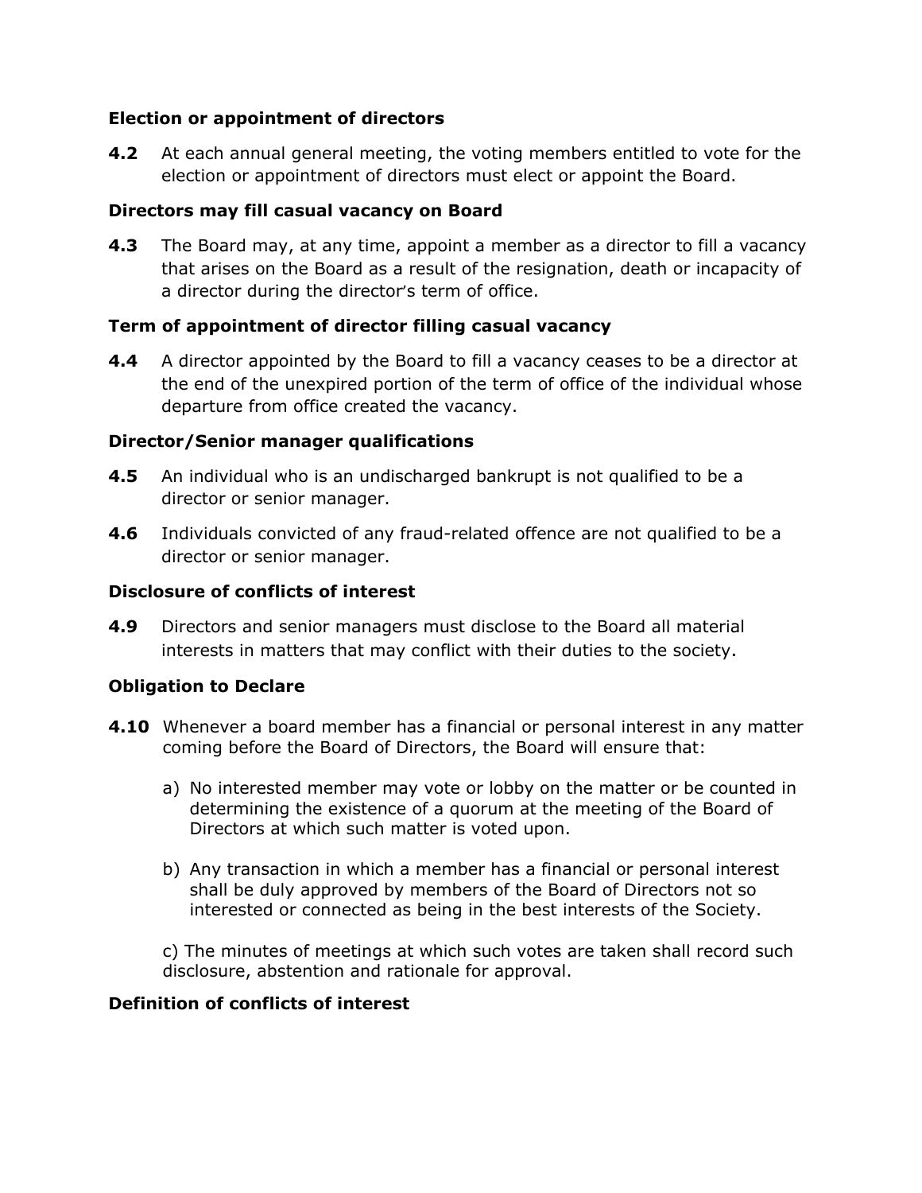### Election or appointment of directors

**4.2** At each annual general meeting, the voting members entitled to vote for the election or appointment of directors must elect or appoint the Board.

### Directors may fill casual vacancy on Board

**4.3** The Board may, at any time, appoint a member as a director to fill a vacancy that arises on the Board as a result of the resignation, death or incapacity of a director during the director's term of office.

### Term of appointment of director filling casual vacancy

**4.4** A director appointed by the Board to fill a vacancy ceases to be a director at the end of the unexpired portion of the term of office of the individual whose departure from office created the vacancy.

### Director/Senior manager qualifications

**4.5** An individual who is an undischarged bankrupt is not qualified to be a director or senior manager.

**4.6** Individuals convicted of any fraud-related offence are not qualified to be a director or senior manager.

### Disclosure of conflicts of interest

**4.9** Directors and senior managers must disclose to the Board all material interests in matters that may conflict with their duties to the society.

### Obligation to Declare

**4.10** Whenever a board member has a financial or personal interest in any matter coming before the Board of Directors, the Board will ensure that:

a) No interested member may vote or lobby on the matter or be counted in determining the existence of a quorum at the meeting of the Board of Directors at which such matter is voted upon.

b) Any transaction in which a member has a financial or personal interest shall be duly approved by members of the Board of Directors not so interested or connected as being in the best interests of the Society.

c) The minutes of meetings at which such votes are taken shall record such disclosure, abstention and rationale for approval.

### Definition of conflicts of interest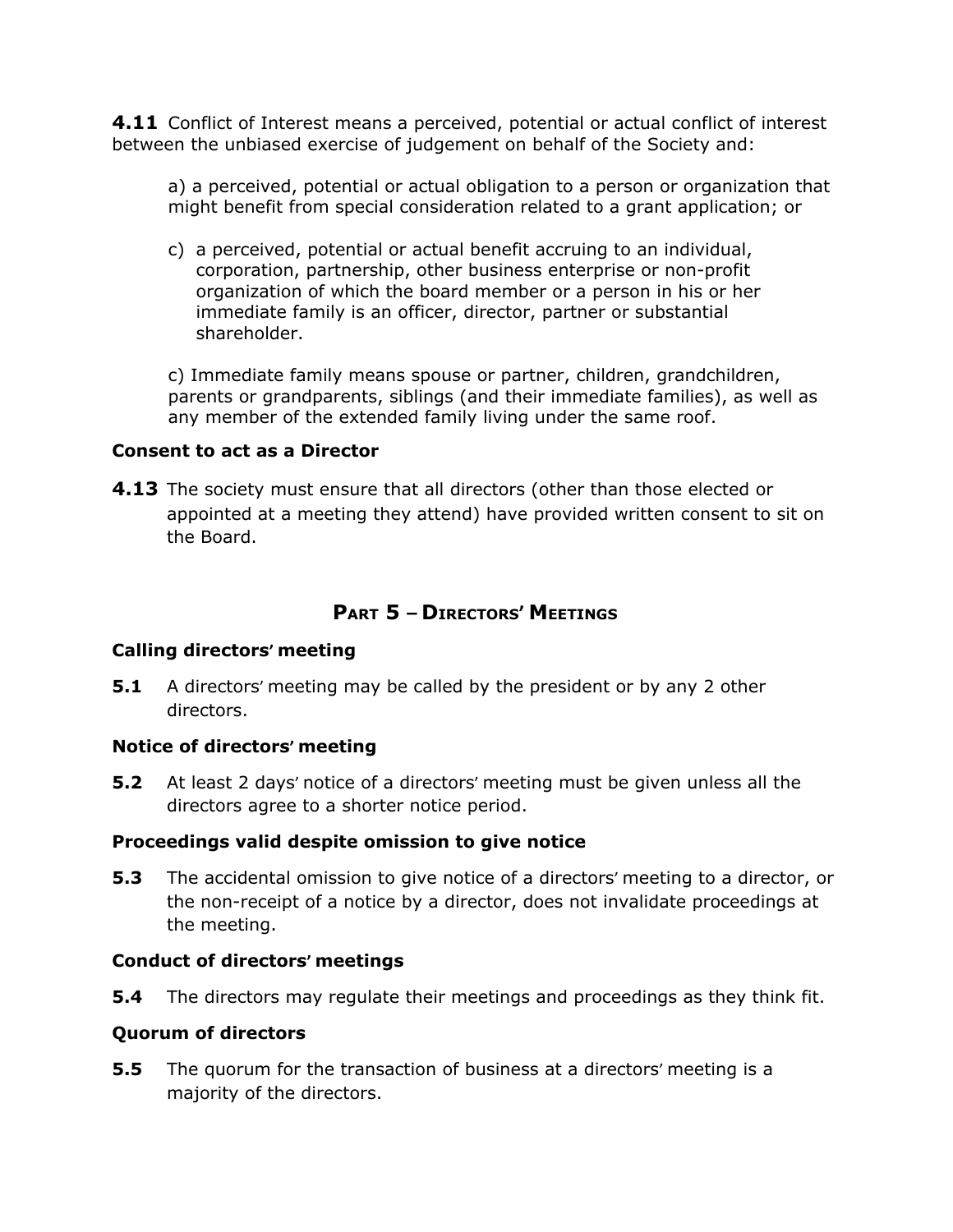**4.11** Conflict of Interest means a perceived, potential or actual conflict of interest between the unbiased exercise of judgement on behalf of the Society and:

a) a perceived, potential or actual obligation to a person or organization that might benefit from special consideration related to a grant application; or

c) a perceived, potential or actual benefit accruing to an individual, corporation, partnership, other business enterprise or non-profit organization of which the board member or a person in his or her immediate family is an officer, director, partner or substantial shareholder.

c) Immediate family means spouse or partner, children, grandchildren, parents or grandparents, siblings (and their immediate families), as well as any member of the extended family living under the same roof.

**Consent to act as a Director**

**4.13** The society must ensure that all directors (other than those elected or appointed at a meeting they attend) have provided written consent to sit on the Board.

## PART 5 – DIRECTORS' MEETINGS

**Calling directors' meeting**

**5.1** A directors' meeting may be called by the president or by any 2 other directors.

**Notice of directors' meeting**

**5.2** At least 2 days' notice of a directors' meeting must be given unless all the directors agree to a shorter notice period.

**Proceedings valid despite omission to give notice**

**5.3** The accidental omission to give notice of a directors' meeting to a director, or the non-receipt of a notice by a director, does not invalidate proceedings at the meeting.

**Conduct of directors' meetings**

**5.4** The directors may regulate their meetings and proceedings as they think fit.

**Quorum of directors**

**5.5** The quorum for the transaction of business at a directors' meeting is a majority of the directors.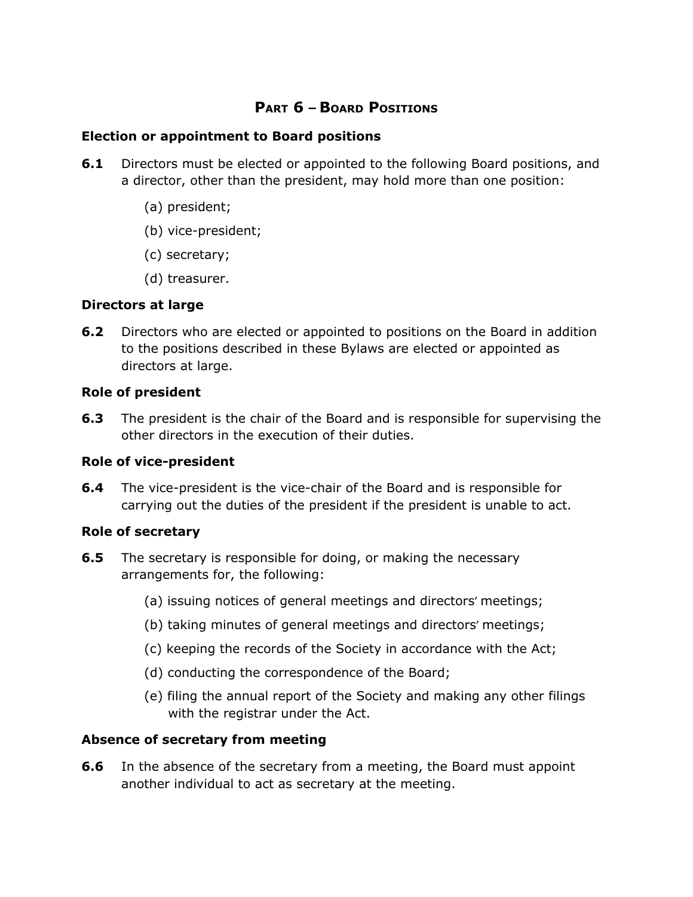## Part 6 – Board Positions

**Election or appointment to Board positions**

**6.1** Directors must be elected or appointed to the following Board positions, and a director, other than the president, may hold more than one position:

(a) president;

(b) vice-president;

(c) secretary;

(d) treasurer.

**Directors at large**

**6.2** Directors who are elected or appointed to positions on the Board in addition to the positions described in these Bylaws are elected or appointed as directors at large.

**Role of president**

**6.3** The president is the chair of the Board and is responsible for supervising the other directors in the execution of their duties.

**Role of vice-president**

**6.4** The vice-president is the vice-chair of the Board and is responsible for carrying out the duties of the president if the president is unable to act.

**Role of secretary**

**6.5** The secretary is responsible for doing, or making the necessary arrangements for, the following:

(a) issuing notices of general meetings and directors' meetings;

(b) taking minutes of general meetings and directors' meetings;

(c) keeping the records of the Society in accordance with the Act;

(d) conducting the correspondence of the Board;

(e) filing the annual report of the Society and making any other filings with the registrar under the Act.

**Absence of secretary from meeting**

**6.6** In the absence of the secretary from a meeting, the Board must appoint another individual to act as secretary at the meeting.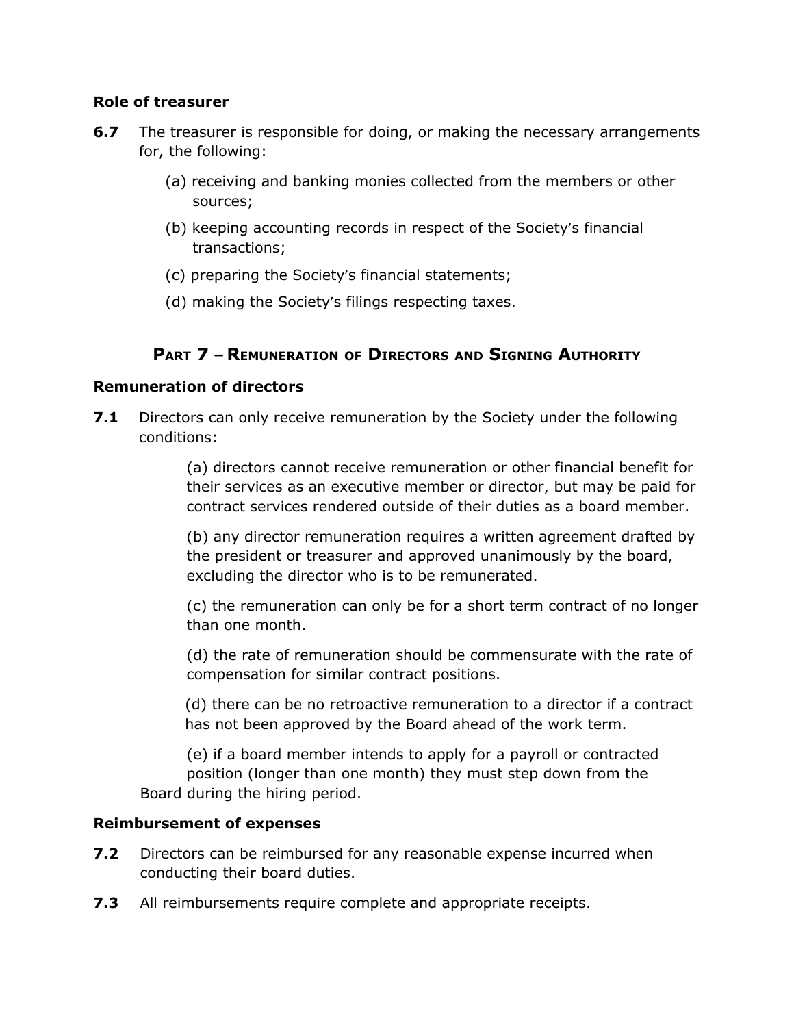**Role of treasurer**

**6.7** The treasurer is responsible for doing, or making the necessary arrangements for, the following:

(a) receiving and banking monies collected from the members or other sources;

(b) keeping accounting records in respect of the Society's financial transactions;

(c) preparing the Society's financial statements;

(d) making the Society's filings respecting taxes.

## PART 7 – REMUNERATION OF DIRECTORS AND SIGNING AUTHORITY

**Remuneration of directors**

**7.1** Directors can only receive remuneration by the Society under the following conditions:

(a) directors cannot receive remuneration or other financial benefit for their services as an executive member or director, but may be paid for contract services rendered outside of their duties as a board member.

(b) any director remuneration requires a written agreement drafted by the president or treasurer and approved unanimously by the board, excluding the director who is to be remunerated.

(c) the remuneration can only be for a short term contract of no longer than one month.

(d) the rate of remuneration should be commensurate with the rate of compensation for similar contract positions.

(d) there can be no retroactive remuneration to a director if a contract has not been approved by the Board ahead of the work term.

(e) if a board member intends to apply for a payroll or contracted position (longer than one month) they must step down from the Board during the hiring period.

**Reimbursement of expenses**

**7.2** Directors can be reimbursed for any reasonable expense incurred when conducting their board duties.

**7.3** All reimbursements require complete and appropriate receipts.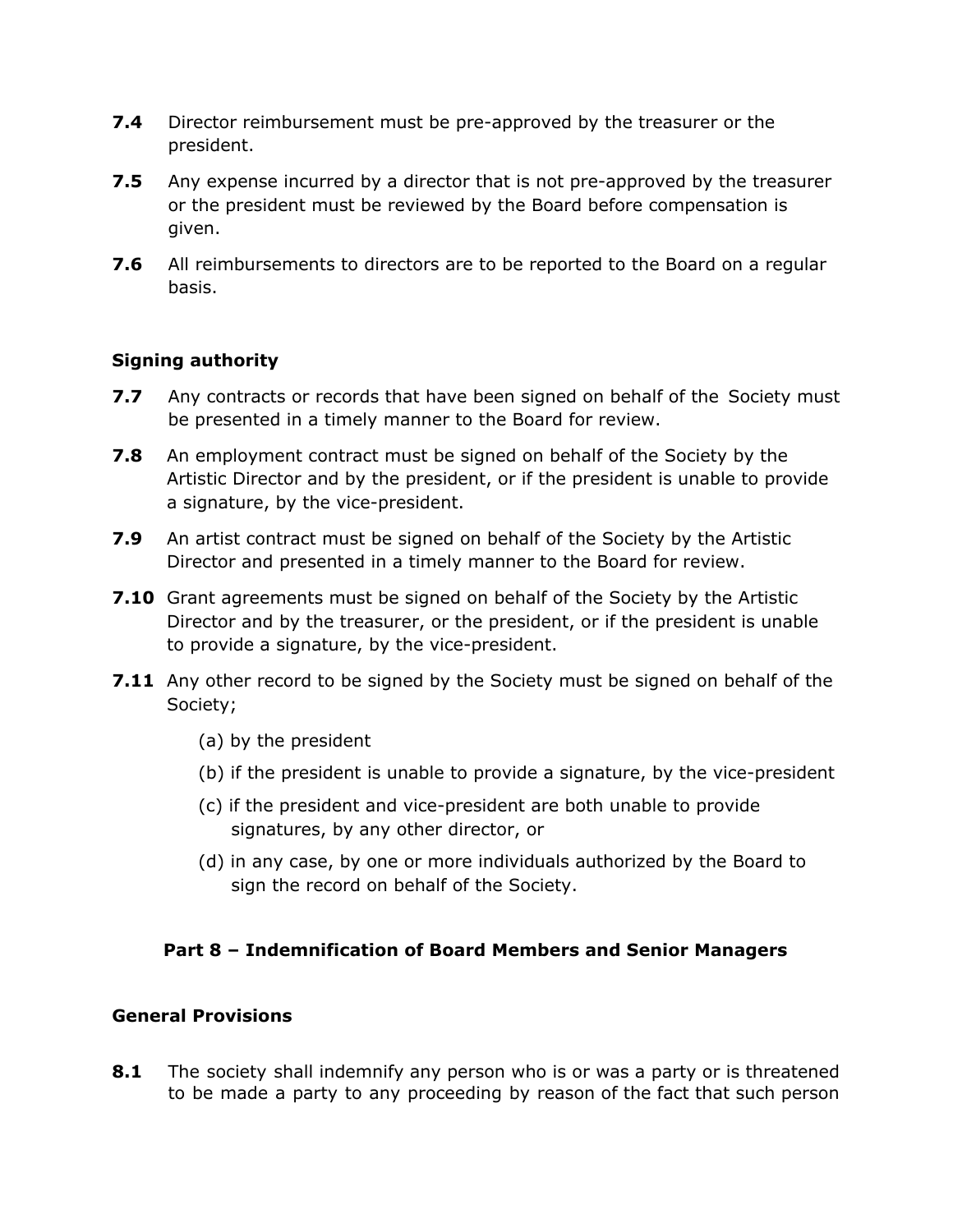**7.4** Director reimbursement must be pre-approved by the treasurer or the president.

**7.5** Any expense incurred by a director that is not pre-approved by the treasurer or the president must be reviewed by the Board before compensation is given.

**7.6** All reimbursements to directors are to be reported to the Board on a regular basis.

### Signing authority

**7.7** Any contracts or records that have been signed on behalf of the Society must be presented in a timely manner to the Board for review.

**7.8** An employment contract must be signed on behalf of the Society by the Artistic Director and by the president, or if the president is unable to provide a signature, by the vice-president.

**7.9** An artist contract must be signed on behalf of the Society by the Artistic Director and presented in a timely manner to the Board for review.

**7.10** Grant agreements must be signed on behalf of the Society by the Artistic Director and by the treasurer, or the president, or if the president is unable to provide a signature, by the vice-president.

**7.11** Any other record to be signed by the Society must be signed on behalf of the Society;

(a) by the president

(b) if the president is unable to provide a signature, by the vice-president

(c) if the president and vice-president are both unable to provide signatures, by any other director, or

(d) in any case, by one or more individuals authorized by the Board to sign the record on behalf of the Society.

## Part 8 – Indemnification of Board Members and Senior Managers

### General Provisions

**8.1** The society shall indemnify any person who is or was a party or is threatened to be made a party to any proceeding by reason of the fact that such person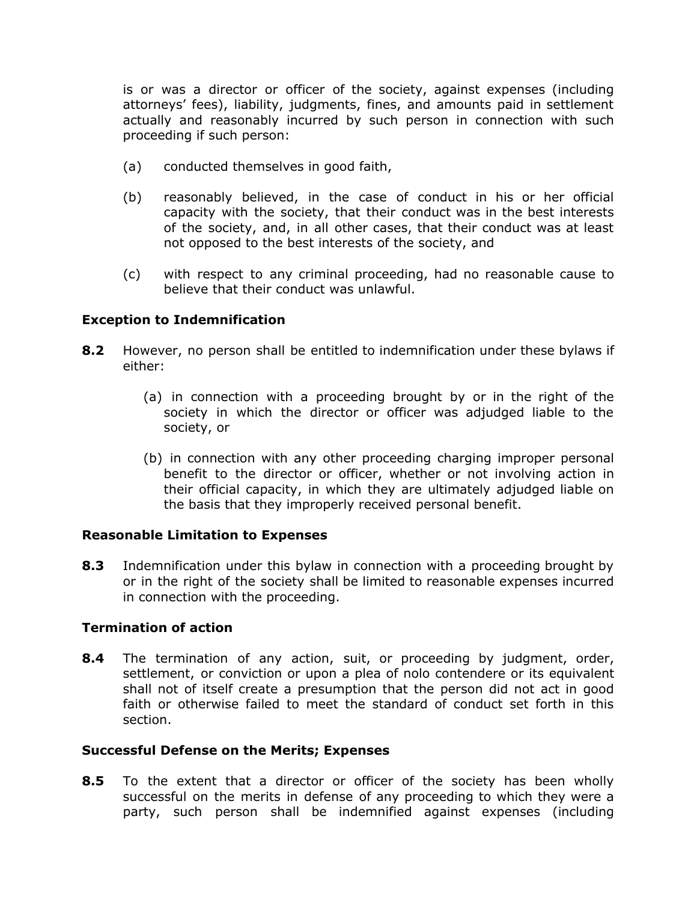is or was a director or officer of the society, against expenses (including attorneys' fees), liability, judgments, fines, and amounts paid in settlement actually and reasonably incurred by such person in connection with such proceeding if such person:

(a) conducted themselves in good faith,

(b) reasonably believed, in the case of conduct in his or her official capacity with the society, that their conduct was in the best interests of the society, and, in all other cases, that their conduct was at least not opposed to the best interests of the society, and

(c) with respect to any criminal proceeding, had no reasonable cause to believe that their conduct was unlawful.

**Exception to Indemnification**

**8.2** However, no person shall be entitled to indemnification under these bylaws if either:

(a) in connection with a proceeding brought by or in the right of the society in which the director or officer was adjudged liable to the society, or

(b) in connection with any other proceeding charging improper personal benefit to the director or officer, whether or not involving action in their official capacity, in which they are ultimately adjudged liable on the basis that they improperly received personal benefit.

**Reasonable Limitation to Expenses**

**8.3** Indemnification under this bylaw in connection with a proceeding brought by or in the right of the society shall be limited to reasonable expenses incurred in connection with the proceeding.

**Termination of action**

**8.4** The termination of any action, suit, or proceeding by judgment, order, settlement, or conviction or upon a plea of nolo contendere or its equivalent shall not of itself create a presumption that the person did not act in good faith or otherwise failed to meet the standard of conduct set forth in this section.

**Successful Defense on the Merits; Expenses**

**8.5** To the extent that a director or officer of the society has been wholly successful on the merits in defense of any proceeding to which they were a party, such person shall be indemnified against expenses (including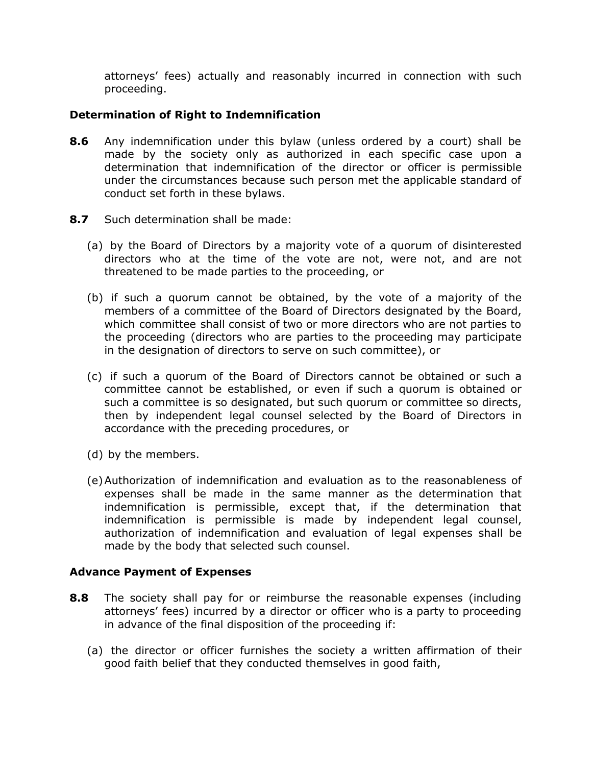attorneys' fees) actually and reasonably incurred in connection with such proceeding.

### Determination of Right to Indemnification

**8.6** Any indemnification under this bylaw (unless ordered by a court) shall be made by the society only as authorized in each specific case upon a determination that indemnification of the director or officer is permissible under the circumstances because such person met the applicable standard of conduct set forth in these bylaws.

**8.7** Such determination shall be made:

(a) by the Board of Directors by a majority vote of a quorum of disinterested directors who at the time of the vote are not, were not, and are not threatened to be made parties to the proceeding, or

(b) if such a quorum cannot be obtained, by the vote of a majority of the members of a committee of the Board of Directors designated by the Board, which committee shall consist of two or more directors who are not parties to the proceeding (directors who are parties to the proceeding may participate in the designation of directors to serve on such committee), or

(c) if such a quorum of the Board of Directors cannot be obtained or such a committee cannot be established, or even if such a quorum is obtained or such a committee is so designated, but such quorum or committee so directs, then by independent legal counsel selected by the Board of Directors in accordance with the preceding procedures, or

(d) by the members.

(e) Authorization of indemnification and evaluation as to the reasonableness of expenses shall be made in the same manner as the determination that indemnification is permissible, except that, if the determination that indemnification is permissible is made by independent legal counsel, authorization of indemnification and evaluation of legal expenses shall be made by the body that selected such counsel.

### Advance Payment of Expenses

**8.8** The society shall pay for or reimburse the reasonable expenses (including attorneys' fees) incurred by a director or officer who is a party to proceeding in advance of the final disposition of the proceeding if:

(a) the director or officer furnishes the society a written affirmation of their good faith belief that they conducted themselves in good faith,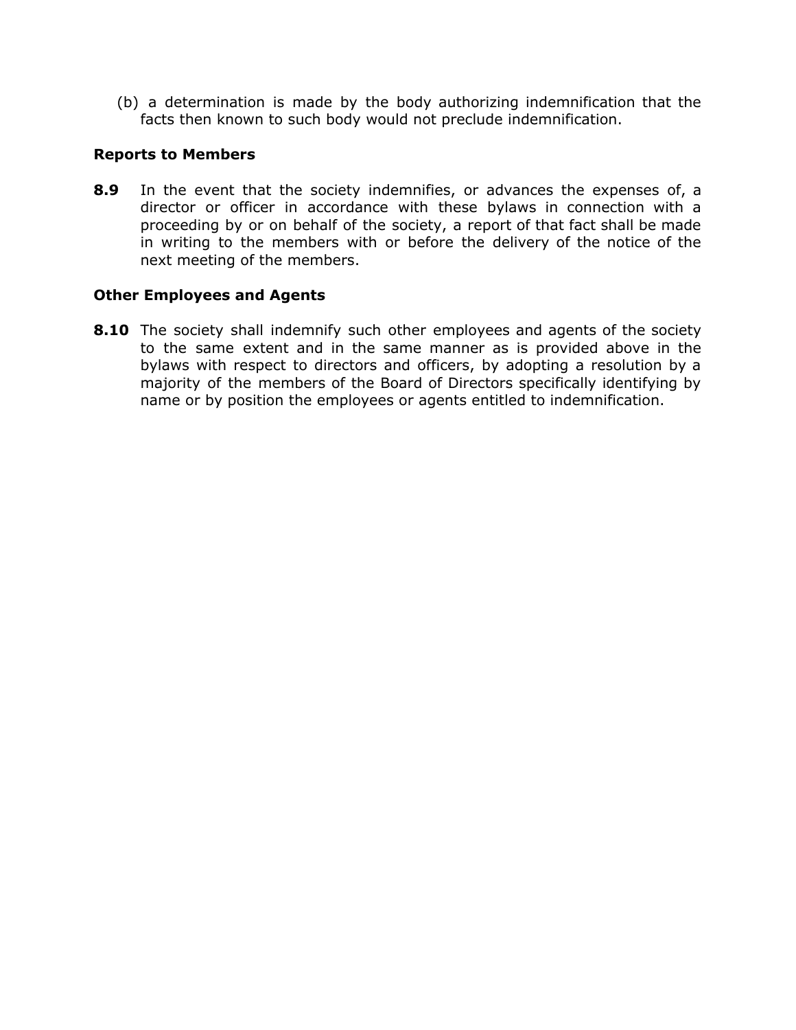(b) a determination is made by the body authorizing indemnification that the facts then known to such body would not preclude indemnification.

**Reports to Members**

**8.9** In the event that the society indemnifies, or advances the expenses of, a director or officer in accordance with these bylaws in connection with a proceeding by or on behalf of the society, a report of that fact shall be made in writing to the members with or before the delivery of the notice of the next meeting of the members.

**Other Employees and Agents**

**8.10** The society shall indemnify such other employees and agents of the society to the same extent and in the same manner as is provided above in the bylaws with respect to directors and officers, by adopting a resolution by a majority of the members of the Board of Directors specifically identifying by name or by position the employees or agents entitled to indemnification.